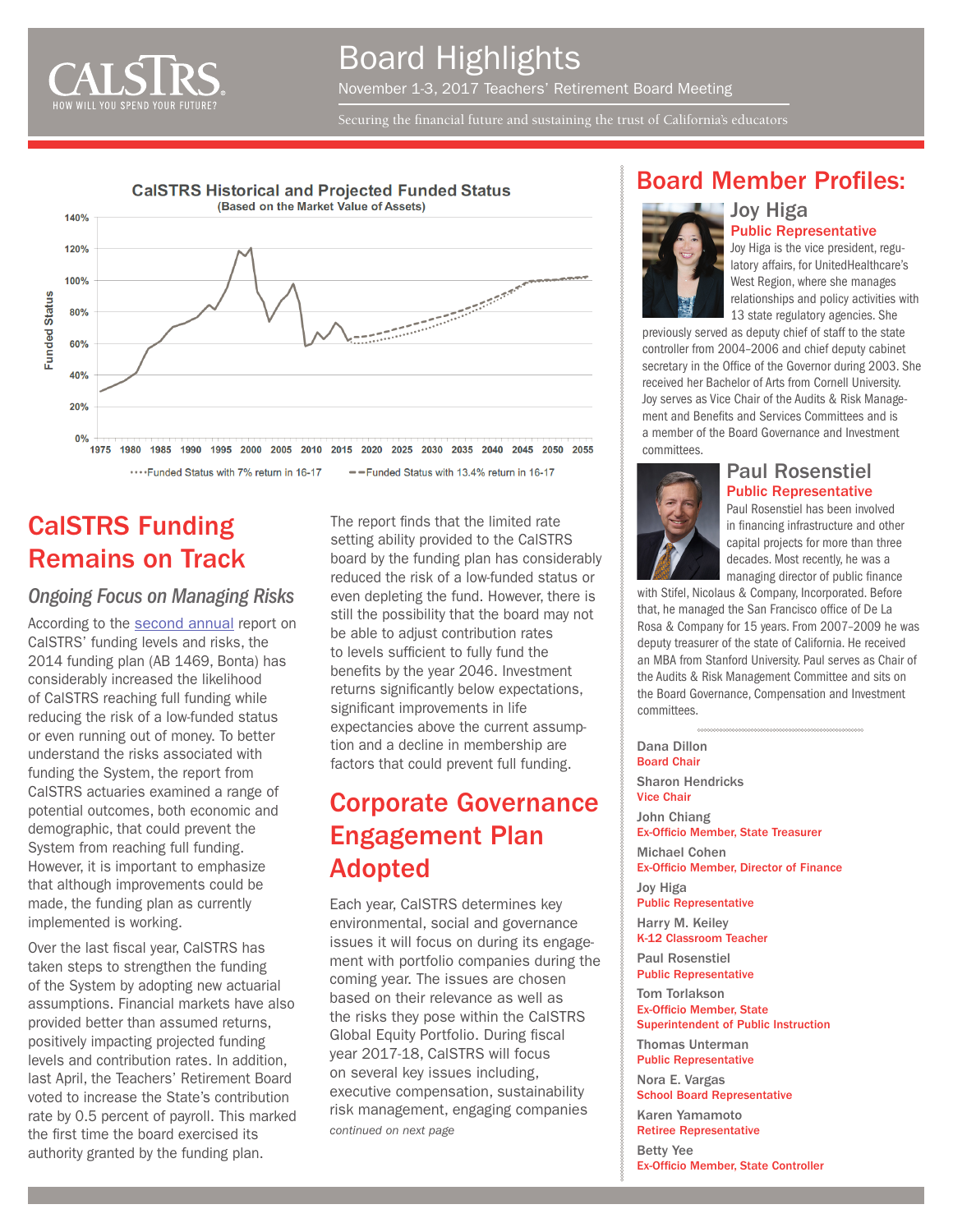# Board Highlights

November 1-3, 2017 Teachers' Retirement Board Meeting

Securing the financial future and sustaining the trust of California's educators

**CalSTRS Historical and Projected Funded Status**
(Based on the Market Value of Assets)

····Funded Status with 7% return in 16-17 — —Funded Status with 13.4% return in 16-17

## CalSTRS Funding Remains on Track

### *Ongoing Focus on Managing Risks*

According to the second annual report on CalSTRS' funding levels and risks, the 2014 funding plan (AB 1469, Bonta) has considerably increased the likelihood of CalSTRS reaching full funding while reducing the risk of a low-funded status or even running out of money. To better understand the risks associated with funding the System, the report from CalSTRS actuaries examined a range of potential outcomes, both economic and demographic, that could prevent the System from reaching full funding. However, it is important to emphasize that although improvements could be made, the funding plan as currently implemented is working.

Over the last fiscal year, CalSTRS has taken steps to strengthen the funding of the System by adopting new actuarial assumptions. Financial markets have also provided better than assumed returns, positively impacting projected funding levels and contribution rates. In addition, last April, the Teachers' Retirement Board voted to increase the State's contribution rate by 0.5 percent of payroll. This marked the first time the board exercised its authority granted by the funding plan.

The report finds that the limited rate setting ability provided to the CalSTRS board by the funding plan has considerably reduced the risk of a low-funded status or even depleting the fund. However, there is still the possibility that the board may not be able to adjust contribution rates to levels sufficient to fully fund the benefits by the year 2046. Investment returns significantly below expectations, significant improvements in life expectancies above the current assumption and a decline in membership are factors that could prevent full funding.

## Corporate Governance Engagement Plan Adopted

Each year, CalSTRS determines key environmental, social and governance issues it will focus on during its engagement with portfolio companies during the coming year. The issues are chosen based on their relevance as well as the risks they pose within the CalSTRS Global Equity Portfolio. During fiscal year 2017-18, CalSTRS will focus on several key issues including, executive compensation, sustainability risk management, engaging companies

*continued on next page*

## Board Member Profiles:

### Joy Higa
**Public Representative**

Joy Higa is the vice president, regulatory affairs, for UnitedHealthcare's West Region, where she manages relationships and policy activities with 13 state regulatory agencies. She previously served as deputy chief of staff to the state controller from 2004–2006 and chief deputy cabinet secretary in the Office of the Governor during 2003. She received her Bachelor of Arts from Cornell University. Joy serves as Vice Chair of the Audits & Risk Management and Benefits and Services Committees and is a member of the Board Governance and Investment committees.

### Paul Rosenstiel
**Public Representative**

Paul Rosenstiel has been involved in financing infrastructure and other capital projects for more than three decades. Most recently, he was a managing director of public finance with Stifel, Nicolaus & Company, Incorporated. Before that, he managed the San Francisco office of De La Rosa & Company for 15 years. From 2007–2009 he was deputy treasurer of the state of California. He received an MBA from Stanford University. Paul serves as Chair of the Audits & Risk Management Committee and sits on the Board Governance, Compensation and Investment committees.

Dana Dillon
Board Chair

Sharon Hendricks
Vice Chair

John Chiang
Ex-Officio Member, State Treasurer

Michael Cohen
Ex-Officio Member, Director of Finance

Joy Higa
Public Representative

Harry M. Keiley
K-12 Classroom Teacher

Paul Rosenstiel
Public Representative

Tom Torlakson
Ex-Officio Member, State Superintendent of Public Instruction

Thomas Unterman
Public Representative

Nora E. Vargas
School Board Representative

Karen Yamamoto
Retiree Representative

Betty Yee
Ex-Officio Member, State Controller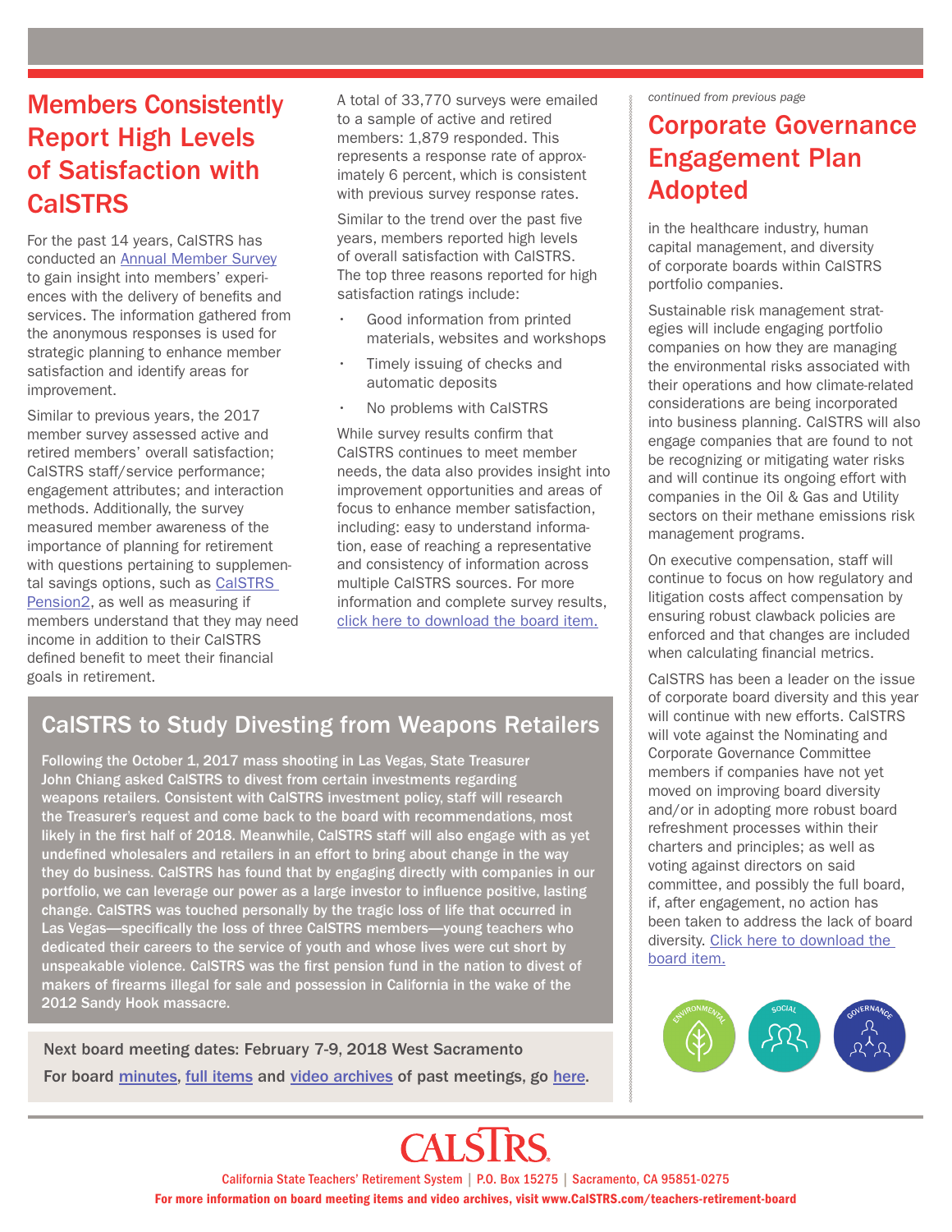## Members Consistently Report High Levels of Satisfaction with CalSTRS

For the past 14 years, CalSTRS has conducted an Annual Member Survey to gain insight into members' experiences with the delivery of benefits and services. The information gathered from the anonymous responses is used for strategic planning to enhance member satisfaction and identify areas for improvement.

Similar to previous years, the 2017 member survey assessed active and retired members' overall satisfaction; CalSTRS staff/service performance; engagement attributes; and interaction methods. Additionally, the survey measured member awareness of the importance of planning for retirement with questions pertaining to supplemental savings options, such as CalSTRS Pension2, as well as measuring if members understand that they may need income in addition to their CalSTRS defined benefit to meet their financial goals in retirement.

A total of 33,770 surveys were emailed to a sample of active and retired members: 1,879 responded. This represents a response rate of approximately 6 percent, which is consistent with previous survey response rates.

Similar to the trend over the past five years, members reported high levels of overall satisfaction with CalSTRS. The top three reasons reported for high satisfaction ratings include:

- Good information from printed materials, websites and workshops
- Timely issuing of checks and automatic deposits
- No problems with CalSTRS

While survey results confirm that CalSTRS continues to meet member needs, the data also provides insight into improvement opportunities and areas of focus to enhance member satisfaction, including: easy to understand information, ease of reaching a representative and consistency of information across multiple CalSTRS sources. For more information and complete survey results, click here to download the board item.

## CalSTRS to Study Divesting from Weapons Retailers

**Following the October 1, 2017 mass shooting in Las Vegas, State Treasurer John Chiang asked CalSTRS to divest from certain investments regarding weapons retailers. Consistent with CalSTRS investment policy, staff will research the Treasurer's request and come back to the board with recommendations, most likely in the first half of 2018. Meanwhile, CalSTRS staff will also engage with as yet undefined wholesalers and retailers in an effort to bring about change in the way they do business. CalSTRS has found that by engaging directly with companies in our portfolio, we can leverage our power as a large investor to influence positive, lasting change. CalSTRS was touched personally by the tragic loss of life that occurred in Las Vegas—specifically the loss of three CalSTRS members—young teachers who dedicated their careers to the service of youth and whose lives were cut short by unspeakable violence. CalSTRS was the first pension fund in the nation to divest of makers of firearms illegal for sale and possession in California in the wake of the 2012 Sandy Hook massacre.**

**Next board meeting dates: February 7-9, 2018 West Sacramento**

**For board minutes, full items and video archives of past meetings, go here.**

*continued from previous page*

## Corporate Governance Engagement Plan Adopted

in the healthcare industry, human capital management, and diversity of corporate boards within CalSTRS portfolio companies.

Sustainable risk management strategies will include engaging portfolio companies on how they are managing the environmental risks associated with their operations and how climate-related considerations are being incorporated into business planning. CalSTRS will also engage companies that are found to not be recognizing or mitigating water risks and will continue its ongoing effort with companies in the Oil & Gas and Utility sectors on their methane emissions risk management programs.

On executive compensation, staff will continue to focus on how regulatory and litigation costs affect compensation by ensuring robust clawback policies are enforced and that changes are included when calculating financial metrics.

CalSTRS has been a leader on the issue of corporate board diversity and this year will continue with new efforts. CalSTRS will vote against the Nominating and Corporate Governance Committee members if companies have not yet moved on improving board diversity and/or in adopting more robust board refreshment processes within their charters and principles; as well as voting against directors on said committee, and possibly the full board, if, after engagement, no action has been taken to address the lack of board diversity. Click here to download the board item.

ENVIRONMENTAL

SOCIAL

GOVERNANCE

CALSTRS

California State Teachers' Retirement System | P.O. Box 15275 | Sacramento, CA 95851-0275

**For more information on board meeting items and video archives, visit www.CalSTRS.com/teachers-retirement-board**